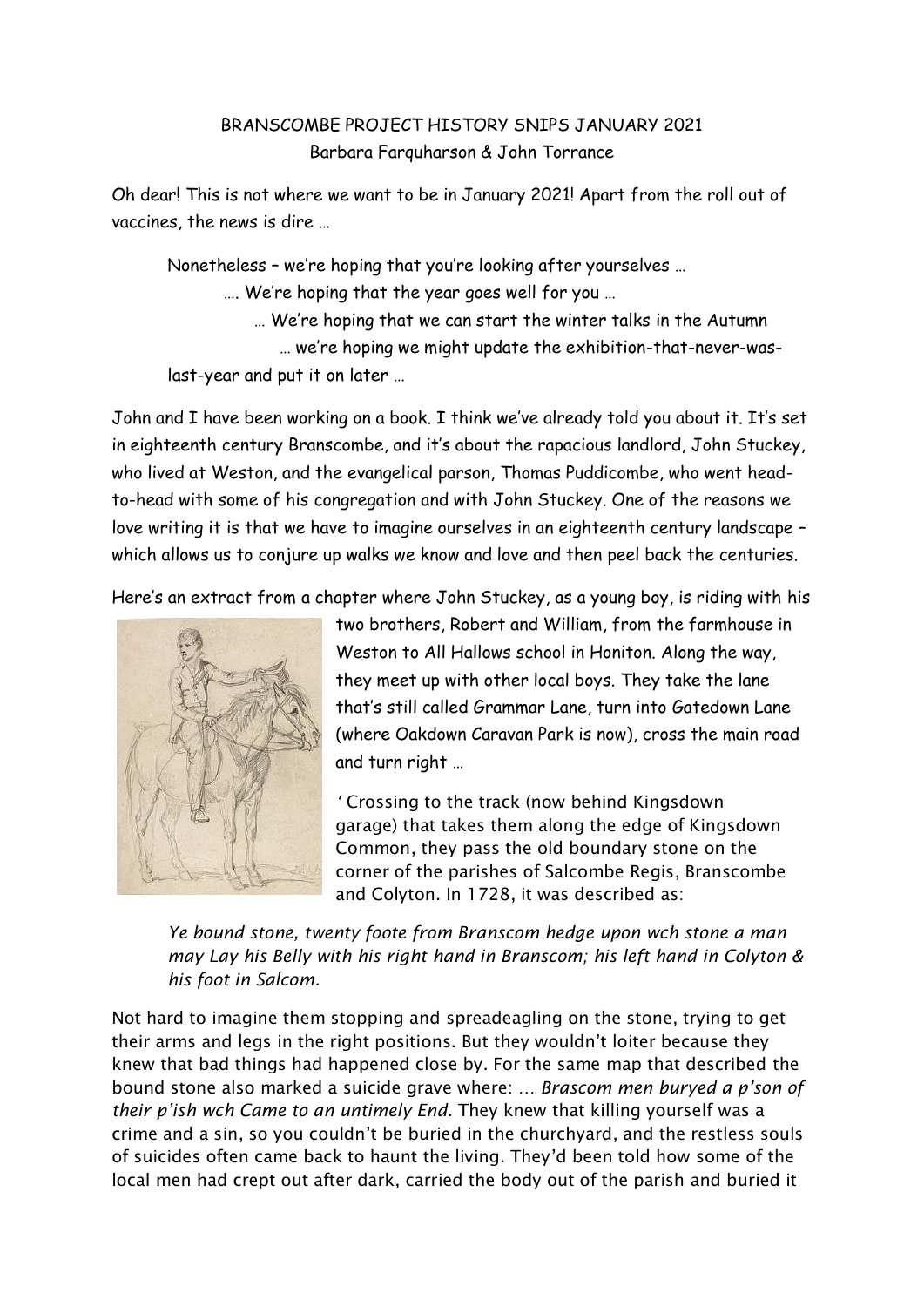BRANSCOMBE PROJECT HISTORY SNIPS JANUARY 2021
Barbara Farquharson & John Torrance

Oh dear! This is not where we want to be in January 2021! Apart from the roll out of vaccines, the news is dire …

Nonetheless – we're hoping that you're looking after yourselves …
…. We're hoping that the year goes well for you …
… We're hoping that we can start the winter talks in the Autumn
… we're hoping we might update the exhibition-that-never-was-last-year and put it on later …

John and I have been working on a book. I think we've already told you about it. It's set in eighteenth century Branscombe, and it's about the rapacious landlord, John Stuckey, who lived at Weston, and the evangelical parson, Thomas Puddicombe, who went head-to-head with some of his congregation and with John Stuckey. One of the reasons we love writing it is that we have to imagine ourselves in an eighteenth century landscape – which allows us to conjure up walks we know and love and then peel back the centuries.

Here's an extract from a chapter where John Stuckey, as a young boy, is riding with his two brothers, Robert and William, from the farmhouse in Weston to All Hallows school in Honiton. Along the way, they meet up with other local boys. They take the lane that's still called Grammar Lane, turn into Gatedown Lane (where Oakdown Caravan Park is now), cross the main road and turn right …

'Crossing to the track (now behind Kingsdown garage) that takes them along the edge of Kingsdown Common, they pass the old boundary stone on the corner of the parishes of Salcombe Regis, Branscombe and Colyton. In 1728, it was described as:

*Ye bound stone, twenty foote from Branscom hedge upon wch stone a man may Lay his Belly with his right hand in Branscom; his left hand in Colyton & his foot in Salcom.*

Not hard to imagine them stopping and spreadeagling on the stone, trying to get their arms and legs in the right positions. But they wouldn't loiter because they knew that bad things had happened close by. For the same map that described the bound stone also marked a suicide grave where: … *Brascom men buryed a p'son of their p'ish wch Came to an untimely End.* They knew that killing yourself was a crime and a sin, so you couldn't be buried in the churchyard, and the restless souls of suicides often came back to haunt the living. They'd been told how some of the local men had crept out after dark, carried the body out of the parish and buried it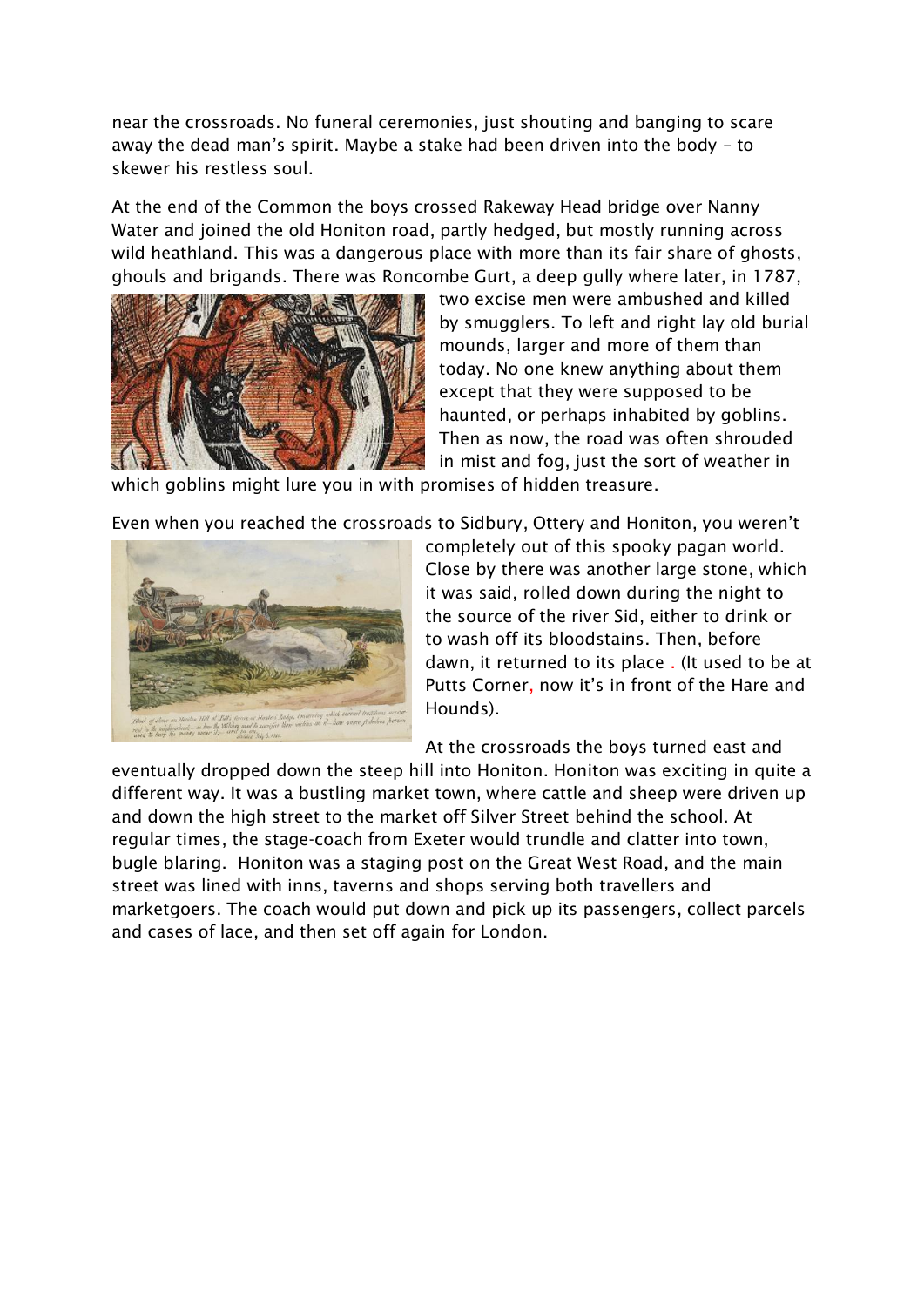near the crossroads. No funeral ceremonies, just shouting and banging to scare away the dead man's spirit. Maybe a stake had been driven into the body – to skewer his restless soul.

At the end of the Common the boys crossed Rakeway Head bridge over Nanny Water and joined the old Honiton road, partly hedged, but mostly running across wild heathland. This was a dangerous place with more than its fair share of ghosts, ghouls and brigands. There was Roncombe Gurt, a deep gully where later, in 1787, two excise men were ambushed and killed by smugglers. To left and right lay old burial mounds, larger and more of them than today. No one knew anything about them except that they were supposed to be haunted, or perhaps inhabited by goblins. Then as now, the road was often shrouded in mist and fog, just the sort of weather in which goblins might lure you in with promises of hidden treasure.

Even when you reached the crossroads to Sidbury, Ottery and Honiton, you weren't completely out of this spooky pagan world. Close by there was another large stone, which it was said, rolled down during the night to the source of the river Sid, either to drink or to wash off its bloodstains. Then, before dawn, it returned to its place . (It used to be at Putts Corner, now it's in front of the Hare and Hounds).

At the crossroads the boys turned east and eventually dropped down the steep hill into Honiton. Honiton was exciting in quite a different way. It was a bustling market town, where cattle and sheep were driven up and down the high street to the market off Silver Street behind the school. At regular times, the stage-coach from Exeter would trundle and clatter into town, bugle blaring. Honiton was a staging post on the Great West Road, and the main street was lined with inns, taverns and shops serving both travellers and marketgoers. The coach would put down and pick up its passengers, collect parcels and cases of lace, and then set off again for London.